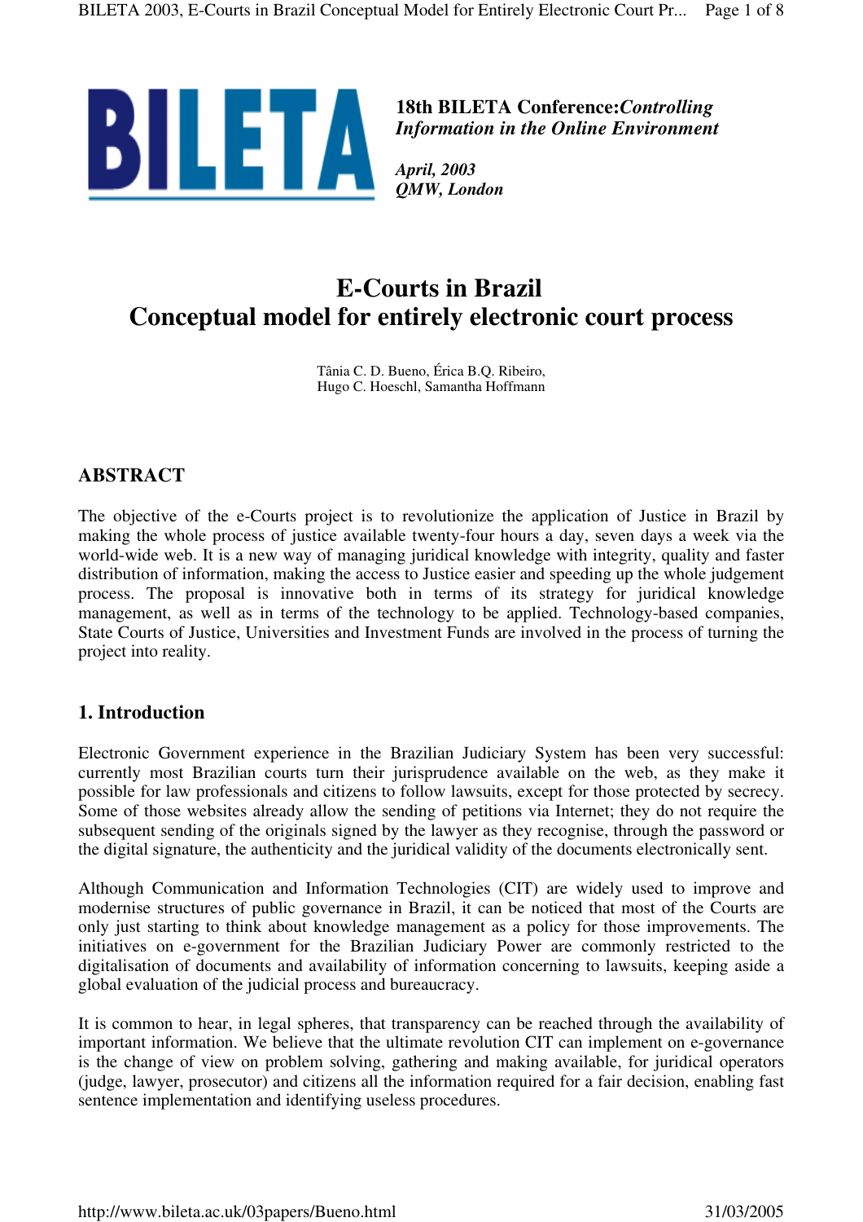**18th BILETA Conference:*Controlling Information in the Online Environment***

***April, 2003***
***QMW, London***

# E-Courts in Brazil
# Conceptual model for entirely electronic court process

Tânia C. D. Bueno, Érica B.Q. Ribeiro,
Hugo C. Hoeschl, Samantha Hoffmann

## ABSTRACT

The objective of the e-Courts project is to revolutionize the application of Justice in Brazil by making the whole process of justice available twenty-four hours a day, seven days a week via the world-wide web. It is a new way of managing juridical knowledge with integrity, quality and faster distribution of information, making the access to Justice easier and speeding up the whole judgement process. The proposal is innovative both in terms of its strategy for juridical knowledge management, as well as in terms of the technology to be applied. Technology-based companies, State Courts of Justice, Universities and Investment Funds are involved in the process of turning the project into reality.

## 1. Introduction

Electronic Government experience in the Brazilian Judiciary System has been very successful: currently most Brazilian courts turn their jurisprudence available on the web, as they make it possible for law professionals and citizens to follow lawsuits, except for those protected by secrecy. Some of those websites already allow the sending of petitions via Internet; they do not require the subsequent sending of the originals signed by the lawyer as they recognise, through the password or the digital signature, the authenticity and the juridical validity of the documents electronically sent.

Although Communication and Information Technologies (CIT) are widely used to improve and modernise structures of public governance in Brazil, it can be noticed that most of the Courts are only just starting to think about knowledge management as a policy for those improvements. The initiatives on e-government for the Brazilian Judiciary Power are commonly restricted to the digitalisation of documents and availability of information concerning to lawsuits, keeping aside a global evaluation of the judicial process and bureaucracy.

It is common to hear, in legal spheres, that transparency can be reached through the availability of important information. We believe that the ultimate revolution CIT can implement on e-governance is the change of view on problem solving, gathering and making available, for juridical operators (judge, lawyer, prosecutor) and citizens all the information required for a fair decision, enabling fast sentence implementation and identifying useless procedures.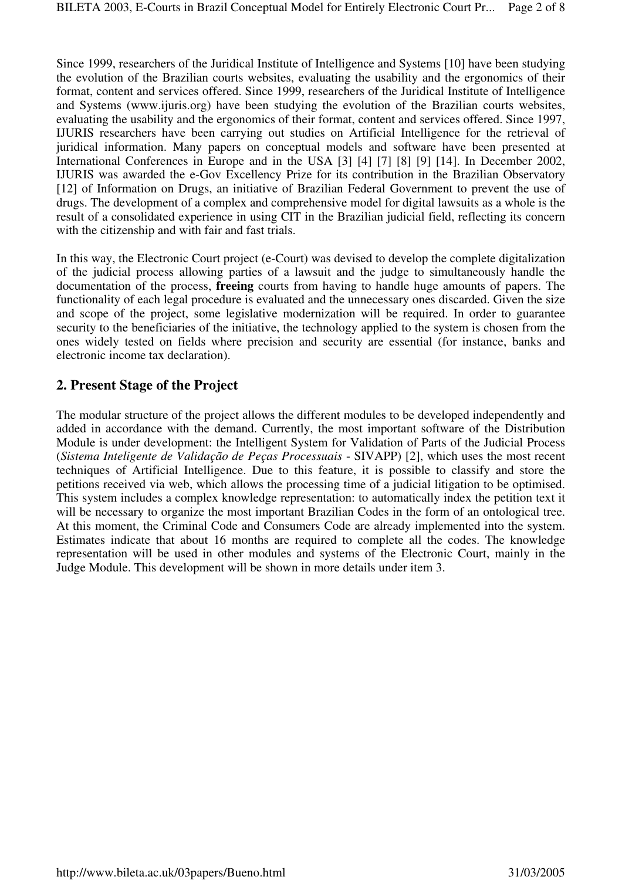Since 1999, researchers of the Juridical Institute of Intelligence and Systems [10] have been studying the evolution of the Brazilian courts websites, evaluating the usability and the ergonomics of their format, content and services offered. Since 1999, researchers of the Juridical Institute of Intelligence and Systems (www.ijuris.org) have been studying the evolution of the Brazilian courts websites, evaluating the usability and the ergonomics of their format, content and services offered. Since 1997, IJURIS researchers have been carrying out studies on Artificial Intelligence for the retrieval of juridical information. Many papers on conceptual models and software have been presented at International Conferences in Europe and in the USA [3] [4] [7] [8] [9] [14]. In December 2002, IJURIS was awarded the e-Gov Excellency Prize for its contribution in the Brazilian Observatory [12] of Information on Drugs, an initiative of Brazilian Federal Government to prevent the use of drugs. The development of a complex and comprehensive model for digital lawsuits as a whole is the result of a consolidated experience in using CIT in the Brazilian judicial field, reflecting its concern with the citizenship and with fair and fast trials.

In this way, the Electronic Court project (e-Court) was devised to develop the complete digitalization of the judicial process allowing parties of a lawsuit and the judge to simultaneously handle the documentation of the process, **freeing** courts from having to handle huge amounts of papers. The functionality of each legal procedure is evaluated and the unnecessary ones discarded. Given the size and scope of the project, some legislative modernization will be required. In order to guarantee security to the beneficiaries of the initiative, the technology applied to the system is chosen from the ones widely tested on fields where precision and security are essential (for instance, banks and electronic income tax declaration).

## 2. Present Stage of the Project

The modular structure of the project allows the different modules to be developed independently and added in accordance with the demand. Currently, the most important software of the Distribution Module is under development: the Intelligent System for Validation of Parts of the Judicial Process (*Sistema Inteligente de Validação de Peças Processuais* - SIVAPP) [2], which uses the most recent techniques of Artificial Intelligence. Due to this feature, it is possible to classify and store the petitions received via web, which allows the processing time of a judicial litigation to be optimised. This system includes a complex knowledge representation: to automatically index the petition text it will be necessary to organize the most important Brazilian Codes in the form of an ontological tree. At this moment, the Criminal Code and Consumers Code are already implemented into the system. Estimates indicate that about 16 months are required to complete all the codes. The knowledge representation will be used in other modules and systems of the Electronic Court, mainly in the Judge Module. This development will be shown in more details under item 3.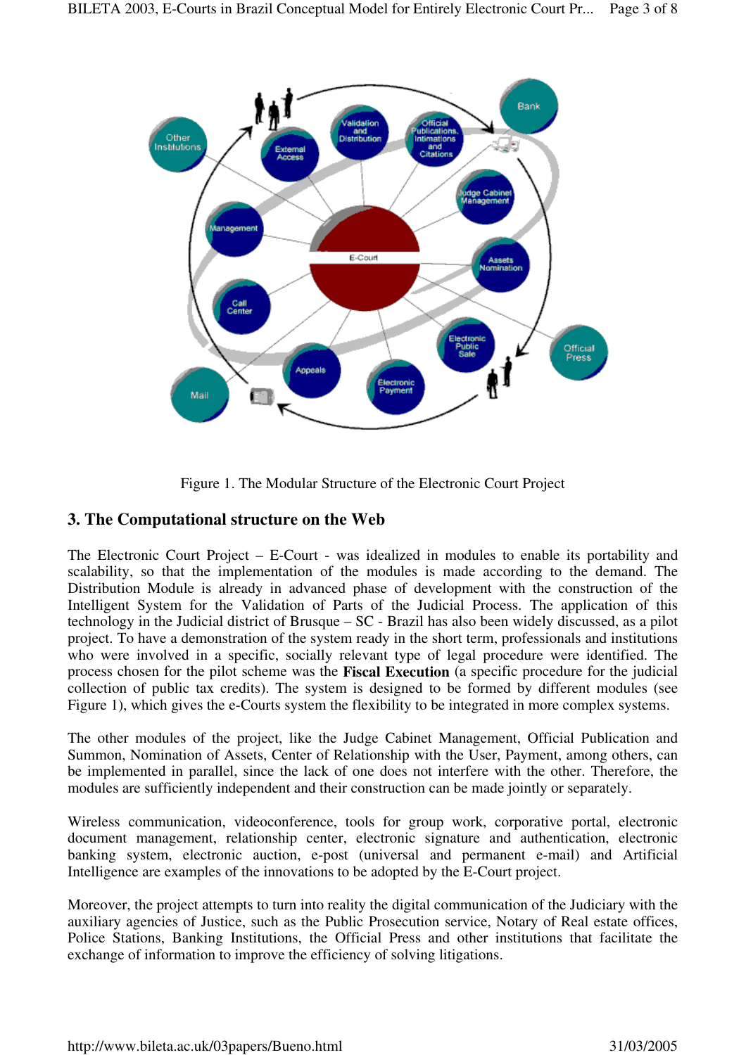Figure 1. The Modular Structure of the Electronic Court Project

## 3. The Computational structure on the Web

The Electronic Court Project – E-Court - was idealized in modules to enable its portability and scalability, so that the implementation of the modules is made according to the demand. The Distribution Module is already in advanced phase of development with the construction of the Intelligent System for the Validation of Parts of the Judicial Process. The application of this technology in the Judicial district of Brusque – SC - Brazil has also been widely discussed, as a pilot project. To have a demonstration of the system ready in the short term, professionals and institutions who were involved in a specific, socially relevant type of legal procedure were identified. The process chosen for the pilot scheme was the **Fiscal Execution** (a specific procedure for the judicial collection of public tax credits). The system is designed to be formed by different modules (see Figure 1), which gives the e-Courts system the flexibility to be integrated in more complex systems.

The other modules of the project, like the Judge Cabinet Management, Official Publication and Summon, Nomination of Assets, Center of Relationship with the User, Payment, among others, can be implemented in parallel, since the lack of one does not interfere with the other. Therefore, the modules are sufficiently independent and their construction can be made jointly or separately.

Wireless communication, videoconference, tools for group work, corporative portal, electronic document management, relationship center, electronic signature and authentication, electronic banking system, electronic auction, e-post (universal and permanent e-mail) and Artificial Intelligence are examples of the innovations to be adopted by the E-Court project.

Moreover, the project attempts to turn into reality the digital communication of the Judiciary with the auxiliary agencies of Justice, such as the Public Prosecution service, Notary of Real estate offices, Police Stations, Banking Institutions, the Official Press and other institutions that facilitate the exchange of information to improve the efficiency of solving litigations.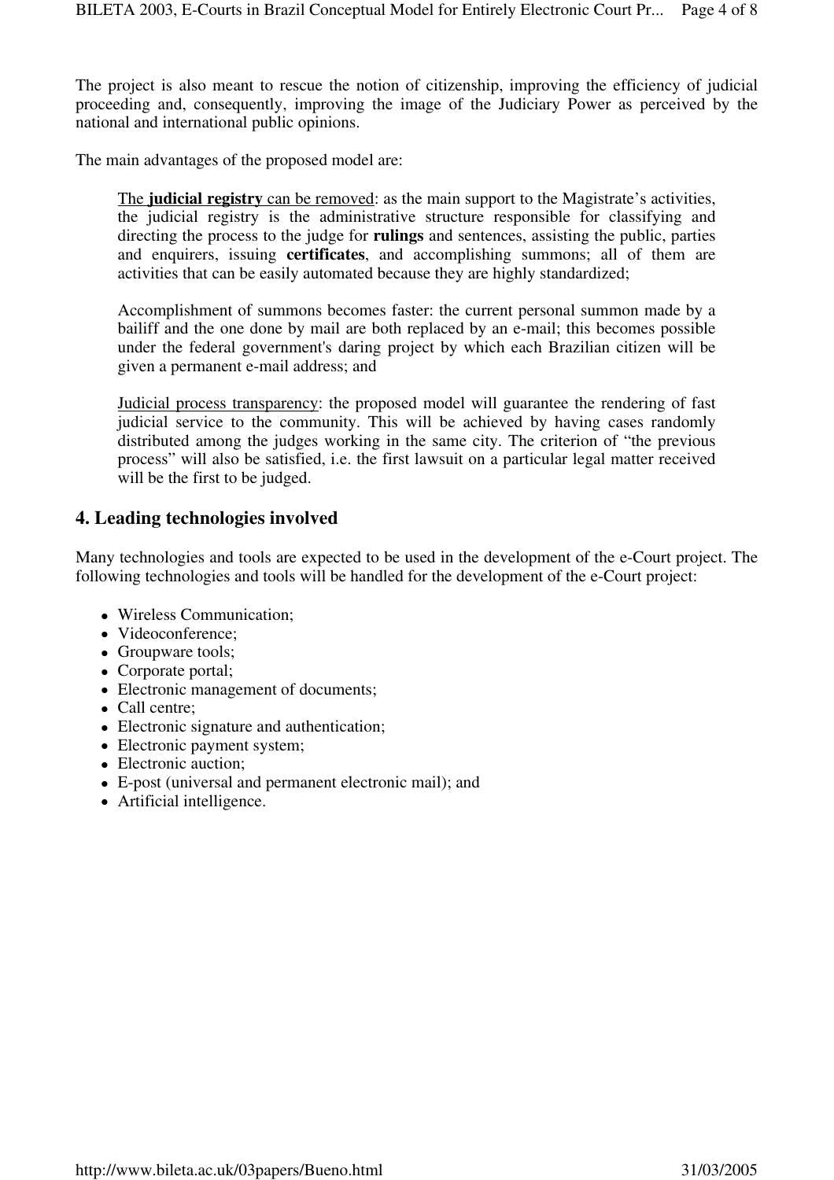The project is also meant to rescue the notion of citizenship, improving the efficiency of judicial proceeding and, consequently, improving the image of the Judiciary Power as perceived by the national and international public opinions.

The main advantages of the proposed model are:

> <u>The **judicial registry** can be removed</u>: as the main support to the Magistrate's activities, the judicial registry is the administrative structure responsible for classifying and directing the process to the judge for **rulings** and sentences, assisting the public, parties and enquirers, issuing **certificates**, and accomplishing summons; all of them are activities that can be easily automated because they are highly standardized;
>
> Accomplishment of summons becomes faster: the current personal summon made by a bailiff and the one done by mail are both replaced by an e-mail; this becomes possible under the federal government's daring project by which each Brazilian citizen will be given a permanent e-mail address; and
>
> <u>Judicial process transparency</u>: the proposed model will guarantee the rendering of fast judicial service to the community. This will be achieved by having cases randomly distributed among the judges working in the same city. The criterion of "the previous process" will also be satisfied, i.e. the first lawsuit on a particular legal matter received will be the first to be judged.

## 4. Leading technologies involved

Many technologies and tools are expected to be used in the development of the e-Court project. The following technologies and tools will be handled for the development of the e-Court project:

- Wireless Communication;
- Videoconference;
- Groupware tools;
- Corporate portal;
- Electronic management of documents;
- Call centre;
- Electronic signature and authentication;
- Electronic payment system;
- Electronic auction;
- E-post (universal and permanent electronic mail); and
- Artificial intelligence.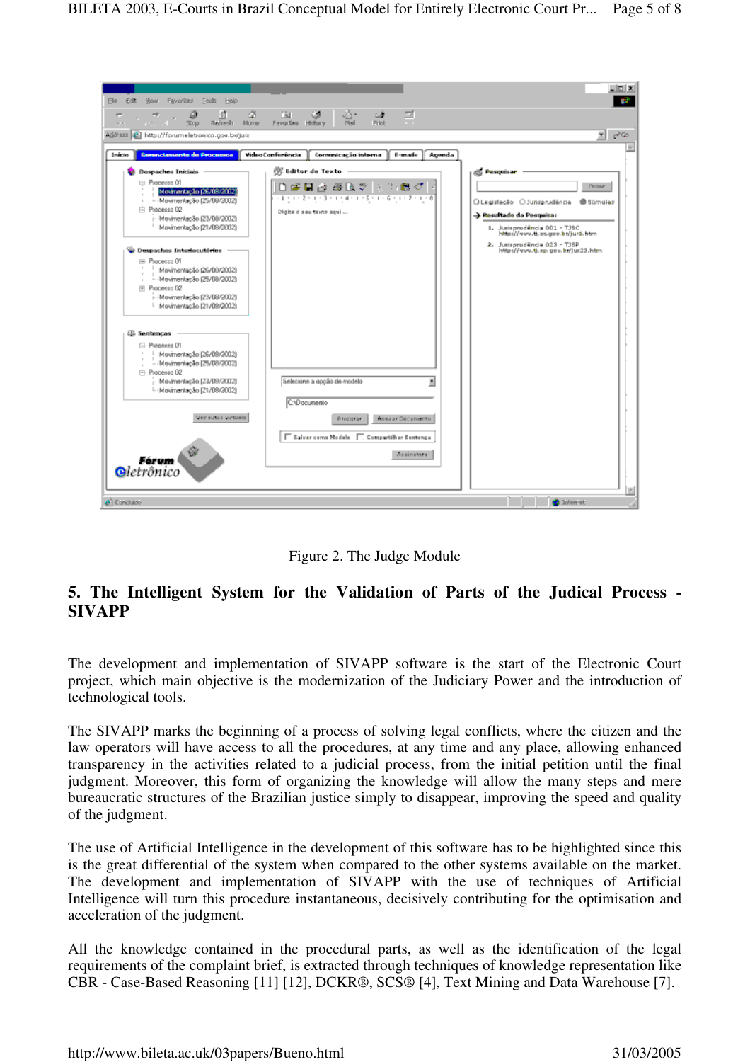Figure 2. The Judge Module

## 5. The Intelligent System for the Validation of Parts of the Judical Process - SIVAPP

The development and implementation of SIVAPP software is the start of the Electronic Court project, which main objective is the modernization of the Judiciary Power and the introduction of technological tools.

The SIVAPP marks the beginning of a process of solving legal conflicts, where the citizen and the law operators will have access to all the procedures, at any time and any place, allowing enhanced transparency in the activities related to a judicial process, from the initial petition until the final judgment. Moreover, this form of organizing the knowledge will allow the many steps and mere bureaucratic structures of the Brazilian justice simply to disappear, improving the speed and quality of the judgment.

The use of Artificial Intelligence in the development of this software has to be highlighted since this is the great differential of the system when compared to the other systems available on the market. The development and implementation of SIVAPP with the use of techniques of Artificial Intelligence will turn this procedure instantaneous, decisively contributing for the optimisation and acceleration of the judgment.

All the knowledge contained in the procedural parts, as well as the identification of the legal requirements of the complaint brief, is extracted through techniques of knowledge representation like CBR - Case-Based Reasoning [11] [12], DCKR®, SCS® [4], Text Mining and Data Warehouse [7].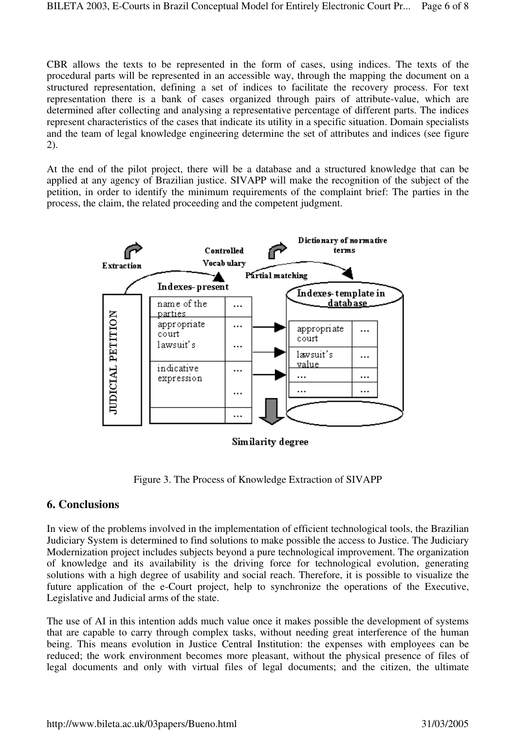CBR allows the texts to be represented in the form of cases, using indices. The texts of the procedural parts will be represented in an accessible way, through the mapping the document on a structured representation, defining a set of indices to facilitate the recovery process. For text representation there is a bank of cases organized through pairs of attribute-value, which are determined after collecting and analysing a representative percentage of different parts. The indices represent characteristics of the cases that indicate its utility in a specific situation. Domain specialists and the team of legal knowledge engineering determine the set of attributes and indices (see figure 2).

At the end of the pilot project, there will be a database and a structured knowledge that can be applied at any agency of Brazilian justice. SIVAPP will make the recognition of the subject of the petition, in order to identify the minimum requirements of the complaint brief: The parties in the process, the claim, the related proceeding and the competent judgment.

Figure 3. The Process of Knowledge Extraction of SIVAPP

## 6. Conclusions

In view of the problems involved in the implementation of efficient technological tools, the Brazilian Judiciary System is determined to find solutions to make possible the access to Justice. The Judiciary Modernization project includes subjects beyond a pure technological improvement. The organization of knowledge and its availability is the driving force for technological evolution, generating solutions with a high degree of usability and social reach. Therefore, it is possible to visualize the future application of the e-Court project, help to synchronize the operations of the Executive, Legislative and Judicial arms of the state.

The use of AI in this intention adds much value once it makes possible the development of systems that are capable to carry through complex tasks, without needing great interference of the human being. This means evolution in Justice Central Institution: the expenses with employees can be reduced; the work environment becomes more pleasant, without the physical presence of files of legal documents and only with virtual files of legal documents; and the citizen, the ultimate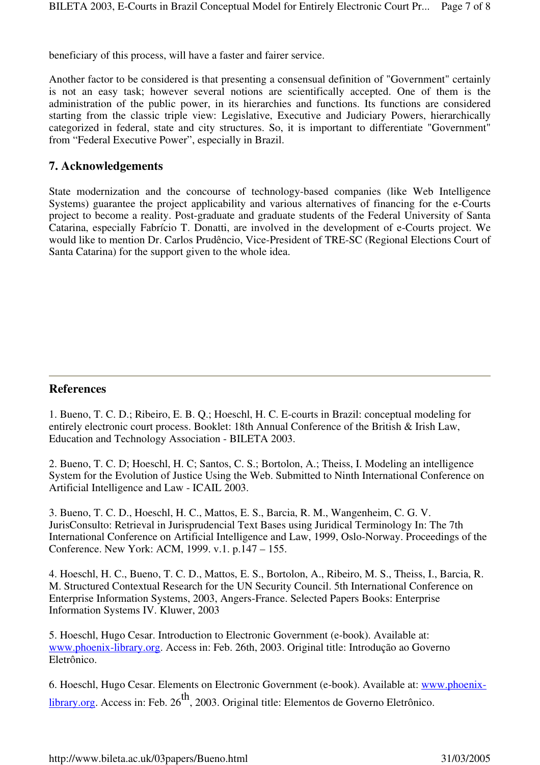beneficiary of this process, will have a faster and fairer service.

Another factor to be considered is that presenting a consensual definition of "Government" certainly is not an easy task; however several notions are scientifically accepted. One of them is the administration of the public power, in its hierarchies and functions. Its functions are considered starting from the classic triple view: Legislative, Executive and Judiciary Powers, hierarchically categorized in federal, state and city structures. So, it is important to differentiate "Government" from "Federal Executive Power", especially in Brazil.

## 7. Acknowledgements

State modernization and the concourse of technology-based companies (like Web Intelligence Systems) guarantee the project applicability and various alternatives of financing for the e-Courts project to become a reality. Post-graduate and graduate students of the Federal University of Santa Catarina, especially Fabrício T. Donatti, are involved in the development of e-Courts project. We would like to mention Dr. Carlos Prudêncio, Vice-President of TRE-SC (Regional Elections Court of Santa Catarina) for the support given to the whole idea.

---

## References

1. Bueno, T. C. D.; Ribeiro, E. B. Q.; Hoeschl, H. C. E-courts in Brazil: conceptual modeling for entirely electronic court process. Booklet: 18th Annual Conference of the British & Irish Law, Education and Technology Association - BILETA 2003.

2. Bueno, T. C. D; Hoeschl, H. C; Santos, C. S.; Bortolon, A.; Theiss, I. Modeling an intelligence System for the Evolution of Justice Using the Web. Submitted to Ninth International Conference on Artificial Intelligence and Law - ICAIL 2003.

3. Bueno, T. C. D., Hoeschl, H. C., Mattos, E. S., Barcia, R. M., Wangenheim, C. G. V. JurisConsulto: Retrieval in Jurisprudencial Text Bases using Juridical Terminology In: The 7th International Conference on Artificial Intelligence and Law, 1999, Oslo-Norway. Proceedings of the Conference. New York: ACM, 1999. v.1. p.147 – 155.

4. Hoeschl, H. C., Bueno, T. C. D., Mattos, E. S., Bortolon, A., Ribeiro, M. S., Theiss, I., Barcia, R. M. Structured Contextual Research for the UN Security Council. 5th International Conference on Enterprise Information Systems, 2003, Angers-France. Selected Papers Books: Enterprise Information Systems IV. Kluwer, 2003

5. Hoeschl, Hugo Cesar. Introduction to Electronic Government (e-book). Available at: www.phoenix-library.org. Access in: Feb. 26th, 2003. Original title: Introdução ao Governo Eletrônico.

6. Hoeschl, Hugo Cesar. Elements on Electronic Government (e-book). Available at: www.phoenix-library.org. Access in: Feb. 26th, 2003. Original title: Elementos de Governo Eletrônico.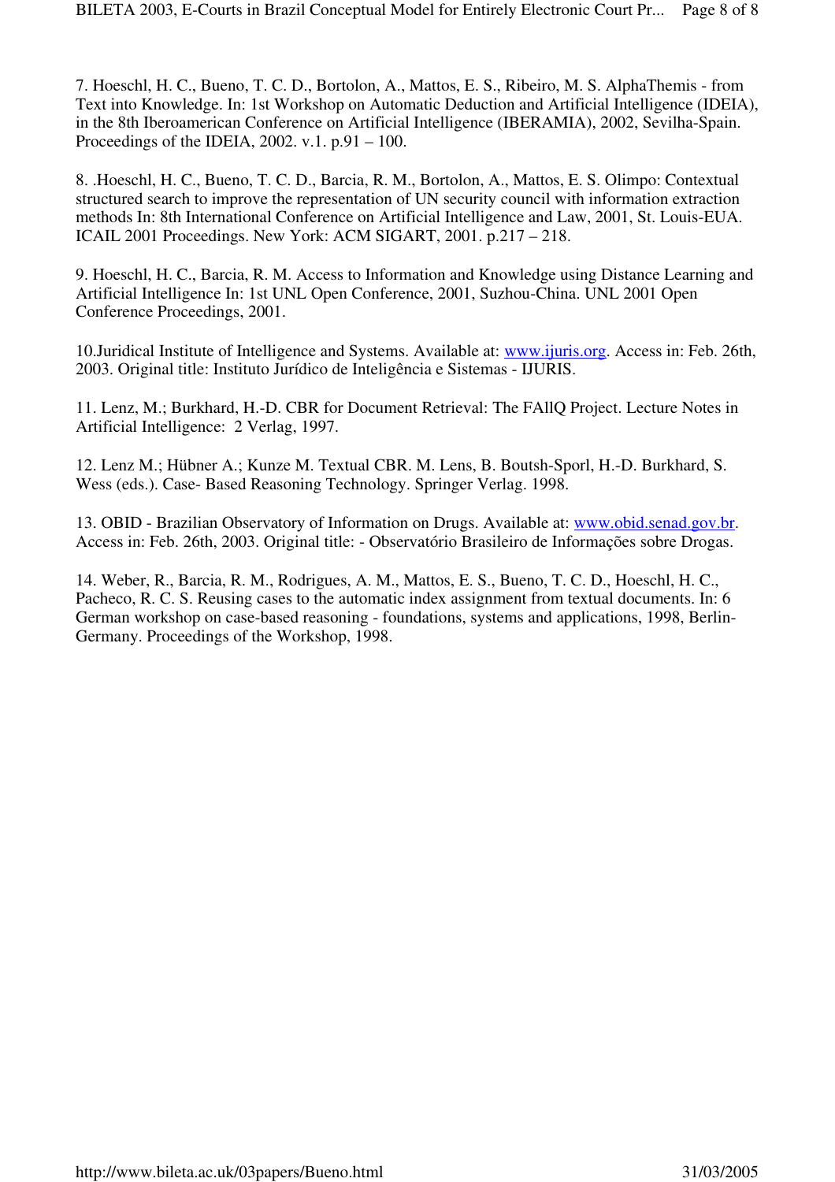7. Hoeschl, H. C., Bueno, T. C. D., Bortolon, A., Mattos, E. S., Ribeiro, M. S. AlphaThemis - from Text into Knowledge. In: 1st Workshop on Automatic Deduction and Artificial Intelligence (IDEIA), in the 8th Iberoamerican Conference on Artificial Intelligence (IBERAMIA), 2002, Sevilha-Spain. Proceedings of the IDEIA, 2002. v.1. p.91 – 100.

8. .Hoeschl, H. C., Bueno, T. C. D., Barcia, R. M., Bortolon, A., Mattos, E. S. Olimpo: Contextual structured search to improve the representation of UN security council with information extraction methods In: 8th International Conference on Artificial Intelligence and Law, 2001, St. Louis-EUA. ICAIL 2001 Proceedings. New York: ACM SIGART, 2001. p.217 – 218.

9. Hoeschl, H. C., Barcia, R. M. Access to Information and Knowledge using Distance Learning and Artificial Intelligence In: 1st UNL Open Conference, 2001, Suzhou-China. UNL 2001 Open Conference Proceedings, 2001.

10.Juridical Institute of Intelligence and Systems. Available at: [www.ijuris.org](www.ijuris.org). Access in: Feb. 26th, 2003. Original title: Instituto Jurídico de Inteligência e Sistemas - IJURIS.

11. Lenz, M.; Burkhard, H.-D. CBR for Document Retrieval: The FAllQ Project. Lecture Notes in Artificial Intelligence: 2 Verlag, 1997.

12. Lenz M.; Hübner A.; Kunze M. Textual CBR. M. Lens, B. Boutsh-Sporl, H.-D. Burkhard, S. Wess (eds.). Case- Based Reasoning Technology. Springer Verlag. 1998.

13. OBID - Brazilian Observatory of Information on Drugs. Available at: [www.obid.senad.gov.br](www.obid.senad.gov.br). Access in: Feb. 26th, 2003. Original title: - Observatório Brasileiro de Informações sobre Drogas.

14. Weber, R., Barcia, R. M., Rodrigues, A. M., Mattos, E. S., Bueno, T. C. D., Hoeschl, H. C., Pacheco, R. C. S. Reusing cases to the automatic index assignment from textual documents. In: 6 German workshop on case-based reasoning - foundations, systems and applications, 1998, Berlin-Germany. Proceedings of the Workshop, 1998.